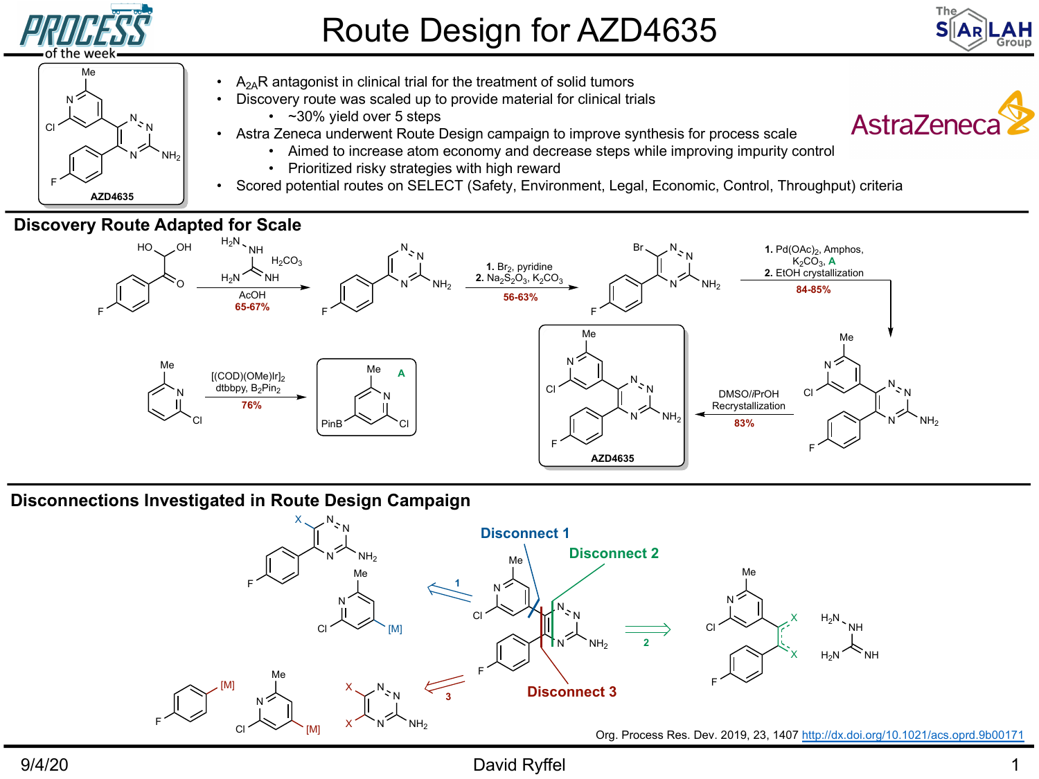# Route Design for AZD4635

AZD4635

- $A_{2A}R$ antagonist in clinical trial for the treatment of solid tumors
- Discovery route was scaled up to provide material for clinical trials
  - ~30% yield over 5 steps
- Astra Zeneca underwent Route Design campaign to improve synthesis for process scale
  - Aimed to increase atom economy and decrease steps while improving impurity control
  - Prioritized risky strategies with high reward
- Scored potential routes on SELECT (Safety, Environment, Legal, Economic, Control, Throughput) criteria

## Discovery Route Adapted for Scale

Aminoguanidine, $H_2CO_3$, AcOH: 65-67%

1. $Br_2$, pyridine
2. $Na_2S_2O_3$, $K_2CO_3$

56-63%

1. $Pd(OAc)_2$, Amphos, $K_2CO_3$, **A**
2. EtOH crystallization

84-85%

DMSO/iPrOH Recrystallization: 83%

$[(COD)(OMe)Ir]_2$, dtbbpy, $B_2Pin_2$: 76% → **A**

## Disconnections Investigated in Route Design Campaign

Disconnect 1

Disconnect 2

Disconnect 3

Org. Process Res. Dev. 2019, 23, 1407 http://dx.doi.org/10.1021/acs.oprd.9b00171

9/4/20 David Ryffel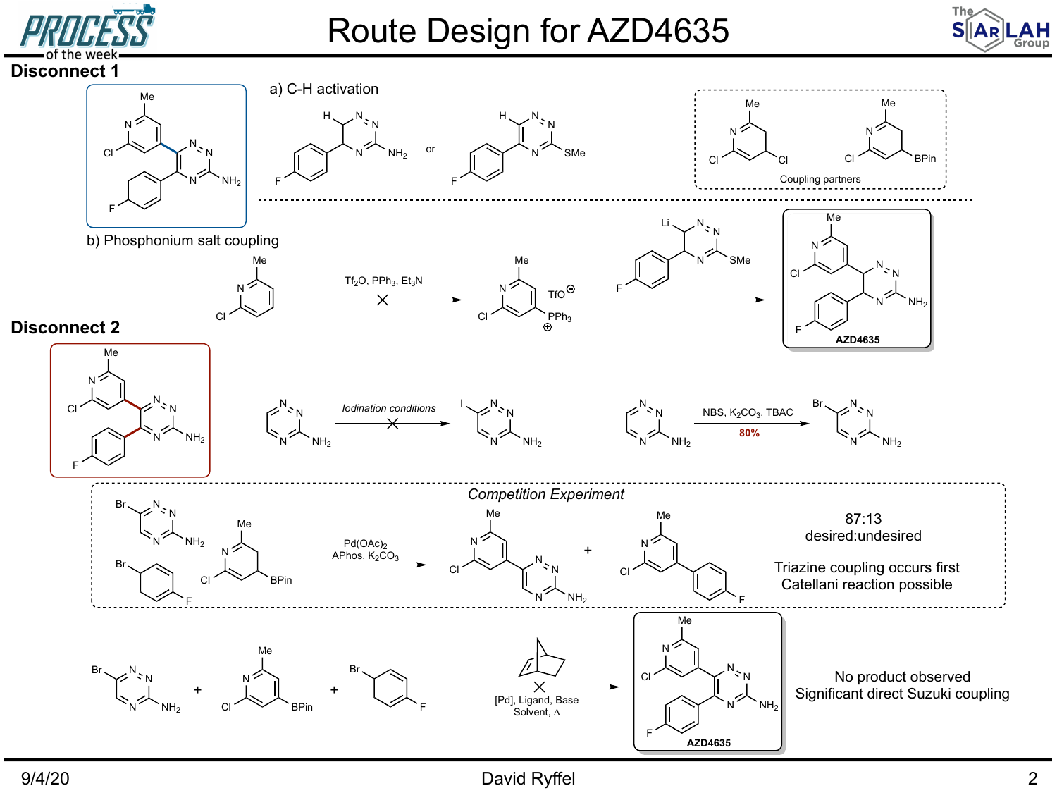# Route Design for AZD4635

## Disconnect 1

a) C-H activation

or

Coupling partners

b) Phosphonium salt coupling

$Tf_2O$, $PPh_3$, $Et_3N$

TfO⊖

$PPh_3$ ⊕

**AZD4635**

## Disconnect 2

*Iodination conditions*

NBS, $K_2CO_3$, TBAC

**80%**

*Competition Experiment*

$Pd(OAc)_2$
APhos, $K_2CO_3$

87:13
desired:undesired

Triazine coupling occurs first
Catellani reaction possible

[Pd], Ligand, Base
Solvent, Δ

**AZD4635**

No product observed
Significant direct Suzuki coupling

9/4/20 David Ryffel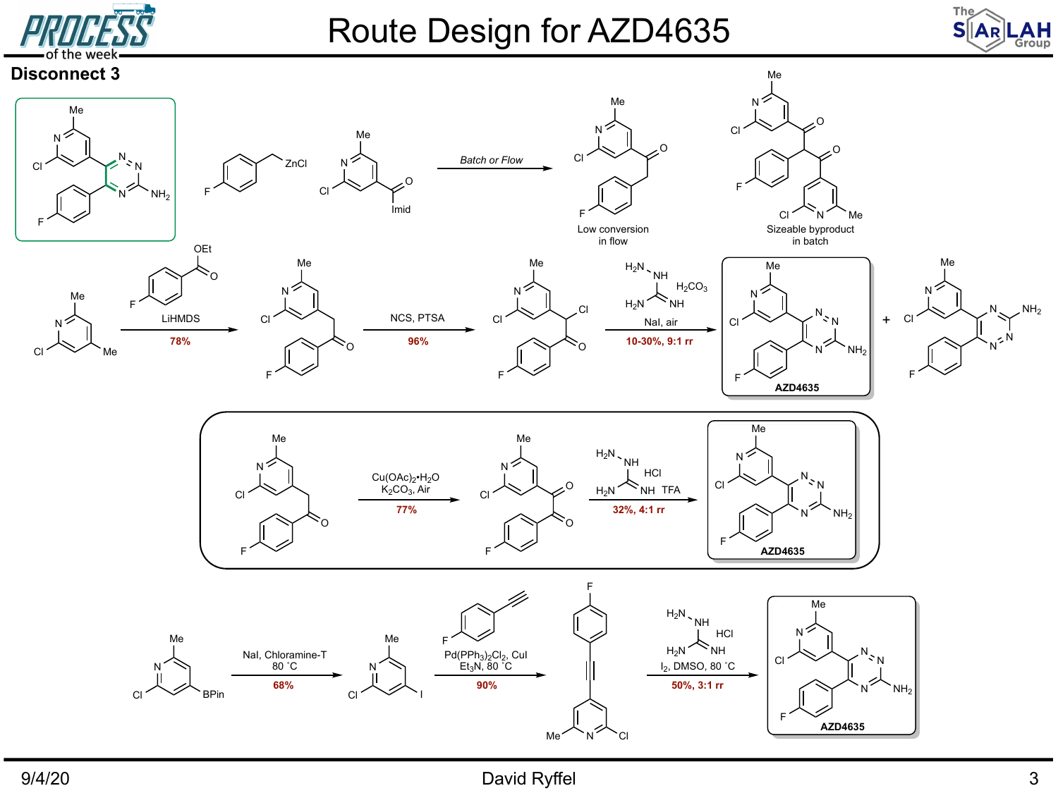# Route Design for AZD4635

## Disconnect 3

*Batch or Flow*

Low conversion in flow

Sizeable byproduct in batch

LiHMDS

**78%**

NCS, PTSA

**96%**

$H_2CO_3$

NaI, air

**10-30%, 9:1 rr**

**AZD4635**

+

$Cu(OAc)_2 \cdot H_2O$

$K_2CO_3$, Air

**77%**

HCl

TFA

**32%, 4:1 rr**

**AZD4635**

NaI, Chloramine-T

80 ˚C

**68%**

$Pd(PPh_3)_2Cl_2$, CuI

$Et_3N$, 80 ˚C

**90%**

HCl

$I_2$, DMSO, 80 ˚C

**50%, 3:1 rr**

**AZD4635**

9/4/20 David Ryffel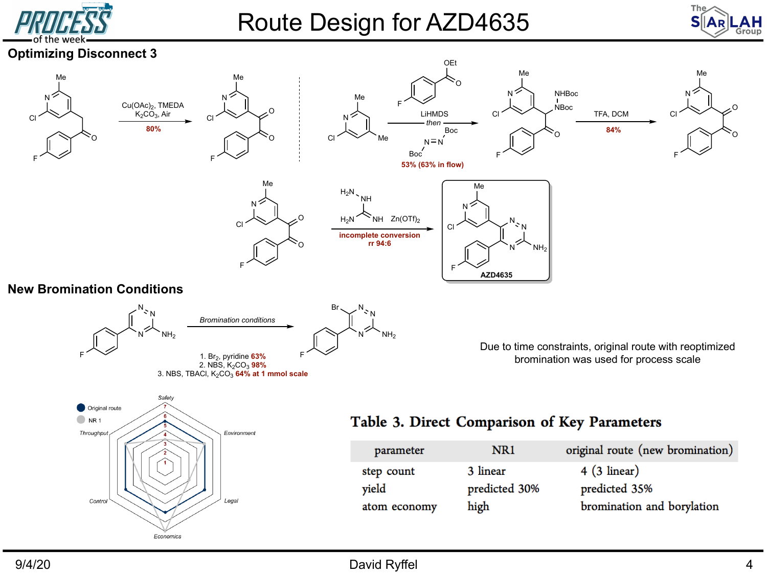# Route Design for AZD4635

## Optimizing Disconnect 3

Cu(OAc)$_2$, TMEDA
$K_2CO_3$, Air
80%

LiHMDS
*then*
Boc–N=N–Boc
53% (63% in flow)

TFA, DCM
84%

NHBoc
NBoc

Zn(OTf)$_2$
incomplete conversion
rr 94:6

AZD4635

## New Bromination Conditions

*Bromination conditions*

1. $Br_2$, pyridine 63%
2. NBS, $K_2CO_3$ 98%
3. NBS, TBACl, $K_2CO_3$ 64% at 1 mmol scale

Due to time constraints, original route with reoptimized bromination was used for process scale

Original route
NR 1
Safety
Environment
Legal
Economics
Control
Throughput
1
2
3
4
5
6
7

**Table 3. Direct Comparison of Key Parameters**

| parameter | NR1 | original route (new bromination) |
| --- | --- | --- |
| step count | 3 linear | 4 (3 linear) |
| yield | predicted 30% | predicted 35% |
| atom economy | high | bromination and borylation |

9/4/20 David Ryffel